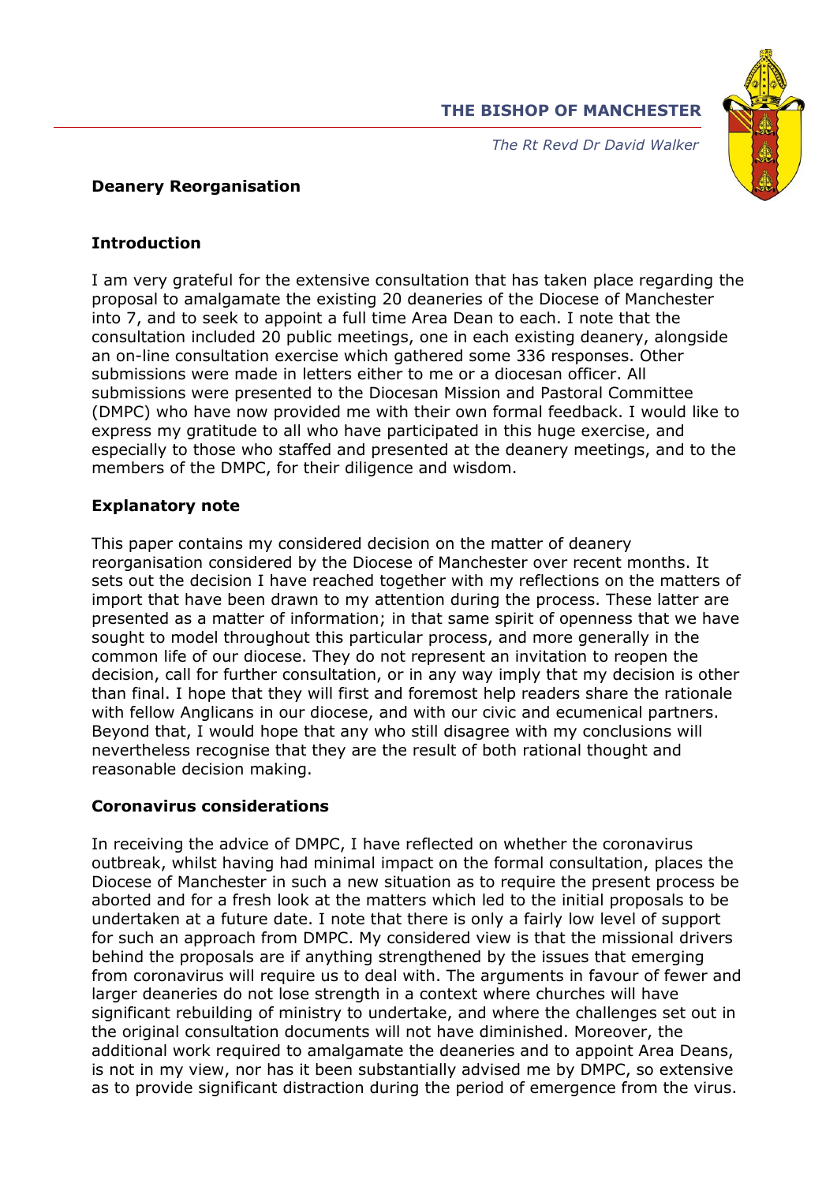**THE BISHOP OF MANCHESTER**

*The Rt Revd Dr David Walker*

## Deanery Reorganisation

### Introduction

I am very grateful for the extensive consultation that has taken place regarding the proposal to amalgamate the existing 20 deaneries of the Diocese of Manchester into 7, and to seek to appoint a full time Area Dean to each. I note that the consultation included 20 public meetings, one in each existing deanery, alongside an on-line consultation exercise which gathered some 336 responses. Other submissions were made in letters either to me or a diocesan officer. All submissions were presented to the Diocesan Mission and Pastoral Committee (DMPC) who have now provided me with their own formal feedback. I would like to express my gratitude to all who have participated in this huge exercise, and especially to those who staffed and presented at the deanery meetings, and to the members of the DMPC, for their diligence and wisdom.

### Explanatory note

This paper contains my considered decision on the matter of deanery reorganisation considered by the Diocese of Manchester over recent months. It sets out the decision I have reached together with my reflections on the matters of import that have been drawn to my attention during the process. These latter are presented as a matter of information; in that same spirit of openness that we have sought to model throughout this particular process, and more generally in the common life of our diocese. They do not represent an invitation to reopen the decision, call for further consultation, or in any way imply that my decision is other than final. I hope that they will first and foremost help readers share the rationale with fellow Anglicans in our diocese, and with our civic and ecumenical partners. Beyond that, I would hope that any who still disagree with my conclusions will nevertheless recognise that they are the result of both rational thought and reasonable decision making.

### Coronavirus considerations

In receiving the advice of DMPC, I have reflected on whether the coronavirus outbreak, whilst having had minimal impact on the formal consultation, places the Diocese of Manchester in such a new situation as to require the present process be aborted and for a fresh look at the matters which led to the initial proposals to be undertaken at a future date. I note that there is only a fairly low level of support for such an approach from DMPC. My considered view is that the missional drivers behind the proposals are if anything strengthened by the issues that emerging from coronavirus will require us to deal with. The arguments in favour of fewer and larger deaneries do not lose strength in a context where churches will have significant rebuilding of ministry to undertake, and where the challenges set out in the original consultation documents will not have diminished. Moreover, the additional work required to amalgamate the deaneries and to appoint Area Deans, is not in my view, nor has it been substantially advised me by DMPC, so extensive as to provide significant distraction during the period of emergence from the virus.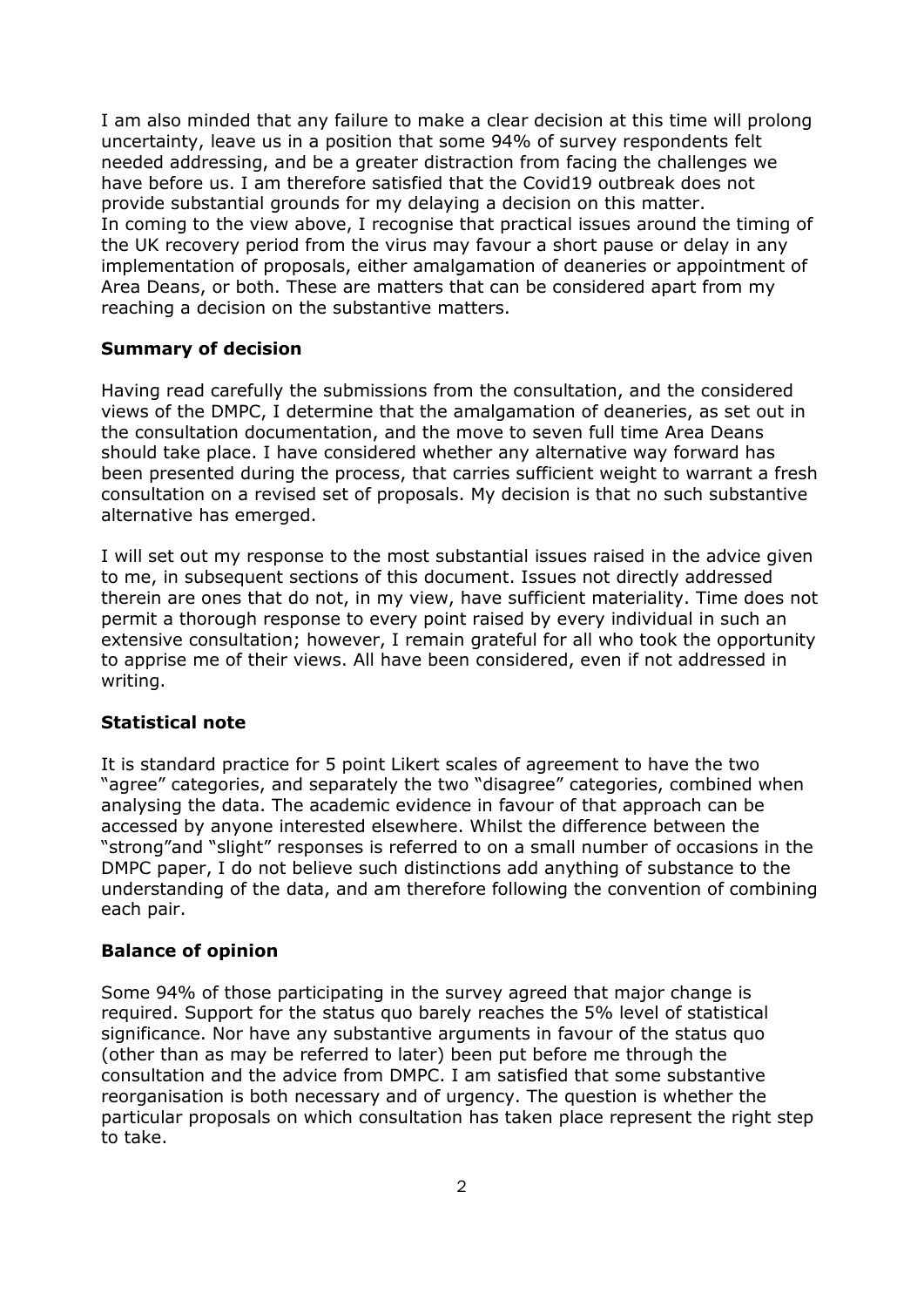I am also minded that any failure to make a clear decision at this time will prolong uncertainty, leave us in a position that some 94% of survey respondents felt needed addressing, and be a greater distraction from facing the challenges we have before us. I am therefore satisfied that the Covid19 outbreak does not provide substantial grounds for my delaying a decision on this matter.
In coming to the view above, I recognise that practical issues around the timing of the UK recovery period from the virus may favour a short pause or delay in any implementation of proposals, either amalgamation of deaneries or appointment of Area Deans, or both. These are matters that can be considered apart from my reaching a decision on the substantive matters.

### Summary of decision

Having read carefully the submissions from the consultation, and the considered views of the DMPC, I determine that the amalgamation of deaneries, as set out in the consultation documentation, and the move to seven full time Area Deans should take place. I have considered whether any alternative way forward has been presented during the process, that carries sufficient weight to warrant a fresh consultation on a revised set of proposals. My decision is that no such substantive alternative has emerged.

I will set out my response to the most substantial issues raised in the advice given to me, in subsequent sections of this document. Issues not directly addressed therein are ones that do not, in my view, have sufficient materiality. Time does not permit a thorough response to every point raised by every individual in such an extensive consultation; however, I remain grateful for all who took the opportunity to apprise me of their views. All have been considered, even if not addressed in writing.

### Statistical note

It is standard practice for 5 point Likert scales of agreement to have the two "agree" categories, and separately the two "disagree" categories, combined when analysing the data. The academic evidence in favour of that approach can be accessed by anyone interested elsewhere. Whilst the difference between the "strong"and "slight" responses is referred to on a small number of occasions in the DMPC paper, I do not believe such distinctions add anything of substance to the understanding of the data, and am therefore following the convention of combining each pair.

### Balance of opinion

Some 94% of those participating in the survey agreed that major change is required. Support for the status quo barely reaches the 5% level of statistical significance. Nor have any substantive arguments in favour of the status quo (other than as may be referred to later) been put before me through the consultation and the advice from DMPC. I am satisfied that some substantive reorganisation is both necessary and of urgency. The question is whether the particular proposals on which consultation has taken place represent the right step to take.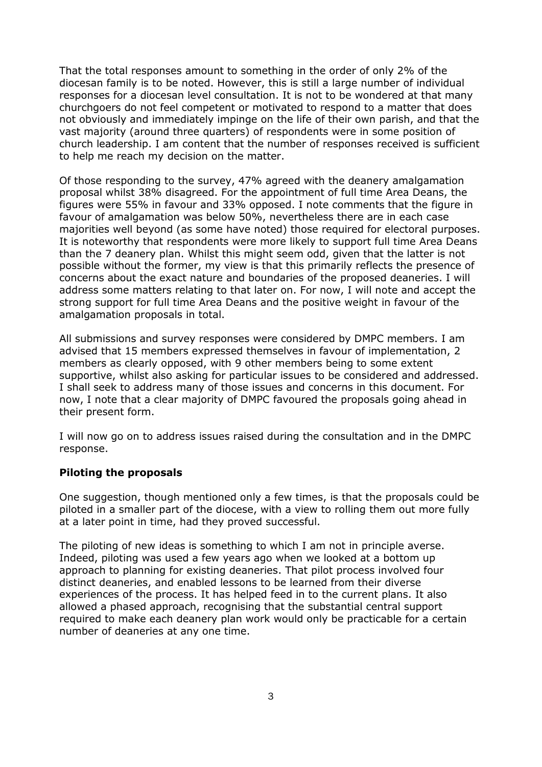That the total responses amount to something in the order of only 2% of the diocesan family is to be noted. However, this is still a large number of individual responses for a diocesan level consultation. It is not to be wondered at that many churchgoers do not feel competent or motivated to respond to a matter that does not obviously and immediately impinge on the life of their own parish, and that the vast majority (around three quarters) of respondents were in some position of church leadership. I am content that the number of responses received is sufficient to help me reach my decision on the matter.

Of those responding to the survey, 47% agreed with the deanery amalgamation proposal whilst 38% disagreed. For the appointment of full time Area Deans, the figures were 55% in favour and 33% opposed. I note comments that the figure in favour of amalgamation was below 50%, nevertheless there are in each case majorities well beyond (as some have noted) those required for electoral purposes. It is noteworthy that respondents were more likely to support full time Area Deans than the 7 deanery plan. Whilst this might seem odd, given that the latter is not possible without the former, my view is that this primarily reflects the presence of concerns about the exact nature and boundaries of the proposed deaneries. I will address some matters relating to that later on. For now, I will note and accept the strong support for full time Area Deans and the positive weight in favour of the amalgamation proposals in total.

All submissions and survey responses were considered by DMPC members. I am advised that 15 members expressed themselves in favour of implementation, 2 members as clearly opposed, with 9 other members being to some extent supportive, whilst also asking for particular issues to be considered and addressed. I shall seek to address many of those issues and concerns in this document. For now, I note that a clear majority of DMPC favoured the proposals going ahead in their present form.

I will now go on to address issues raised during the consultation and in the DMPC response.

**Piloting the proposals**

One suggestion, though mentioned only a few times, is that the proposals could be piloted in a smaller part of the diocese, with a view to rolling them out more fully at a later point in time, had they proved successful.

The piloting of new ideas is something to which I am not in principle averse. Indeed, piloting was used a few years ago when we looked at a bottom up approach to planning for existing deaneries. That pilot process involved four distinct deaneries, and enabled lessons to be learned from their diverse experiences of the process. It has helped feed in to the current plans. It also allowed a phased approach, recognising that the substantial central support required to make each deanery plan work would only be practicable for a certain number of deaneries at any one time.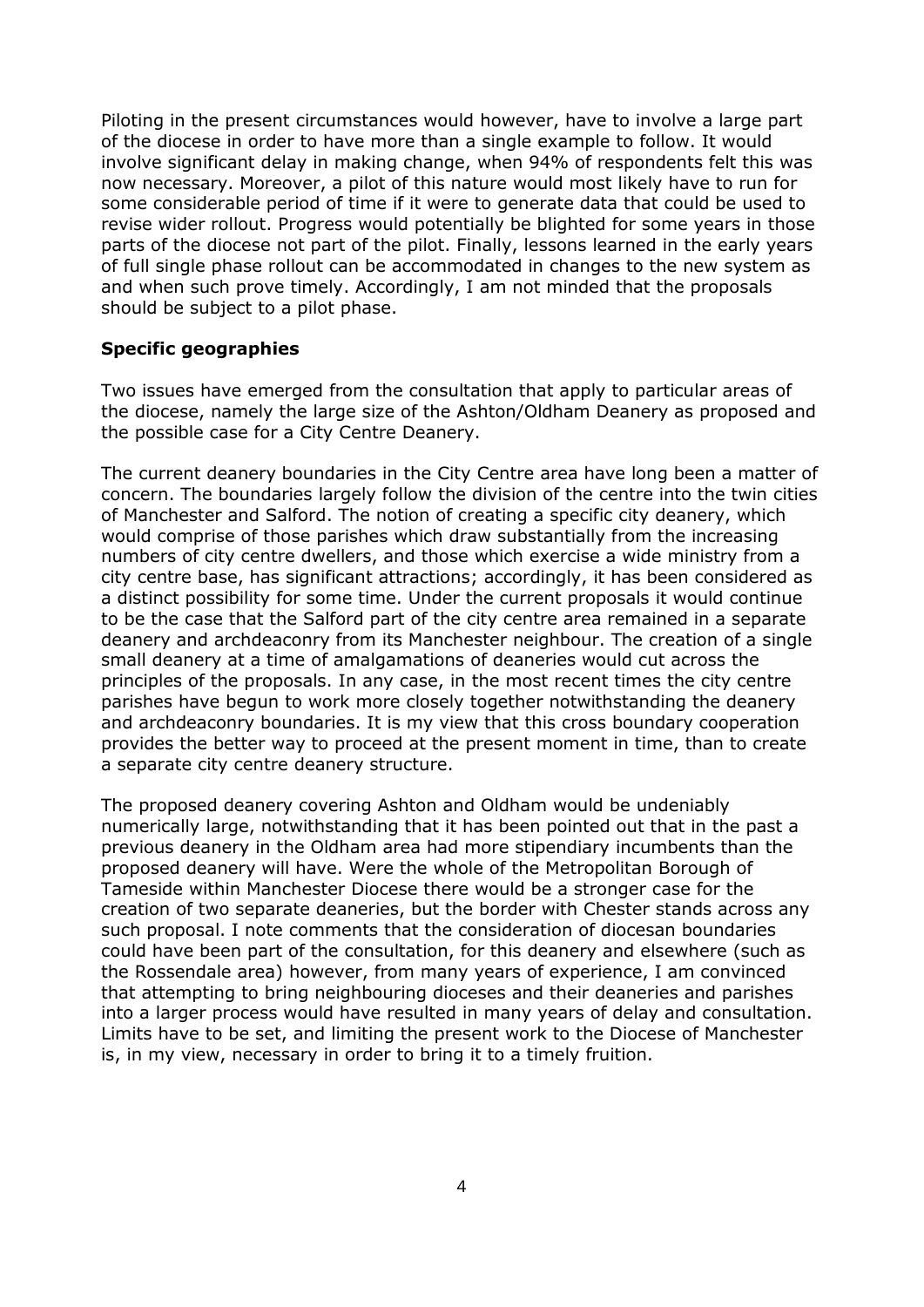Piloting in the present circumstances would however, have to involve a large part of the diocese in order to have more than a single example to follow. It would involve significant delay in making change, when 94% of respondents felt this was now necessary. Moreover, a pilot of this nature would most likely have to run for some considerable period of time if it were to generate data that could be used to revise wider rollout. Progress would potentially be blighted for some years in those parts of the diocese not part of the pilot. Finally, lessons learned in the early years of full single phase rollout can be accommodated in changes to the new system as and when such prove timely. Accordingly, I am not minded that the proposals should be subject to a pilot phase.

**Specific geographies**

Two issues have emerged from the consultation that apply to particular areas of the diocese, namely the large size of the Ashton/Oldham Deanery as proposed and the possible case for a City Centre Deanery.

The current deanery boundaries in the City Centre area have long been a matter of concern. The boundaries largely follow the division of the centre into the twin cities of Manchester and Salford. The notion of creating a specific city deanery, which would comprise of those parishes which draw substantially from the increasing numbers of city centre dwellers, and those which exercise a wide ministry from a city centre base, has significant attractions; accordingly, it has been considered as a distinct possibility for some time. Under the current proposals it would continue to be the case that the Salford part of the city centre area remained in a separate deanery and archdeaconry from its Manchester neighbour. The creation of a single small deanery at a time of amalgamations of deaneries would cut across the principles of the proposals. In any case, in the most recent times the city centre parishes have begun to work more closely together notwithstanding the deanery and archdeaconry boundaries. It is my view that this cross boundary cooperation provides the better way to proceed at the present moment in time, than to create a separate city centre deanery structure.

The proposed deanery covering Ashton and Oldham would be undeniably numerically large, notwithstanding that it has been pointed out that in the past a previous deanery in the Oldham area had more stipendiary incumbents than the proposed deanery will have. Were the whole of the Metropolitan Borough of Tameside within Manchester Diocese there would be a stronger case for the creation of two separate deaneries, but the border with Chester stands across any such proposal. I note comments that the consideration of diocesan boundaries could have been part of the consultation, for this deanery and elsewhere (such as the Rossendale area) however, from many years of experience, I am convinced that attempting to bring neighbouring dioceses and their deaneries and parishes into a larger process would have resulted in many years of delay and consultation. Limits have to be set, and limiting the present work to the Diocese of Manchester is, in my view, necessary in order to bring it to a timely fruition.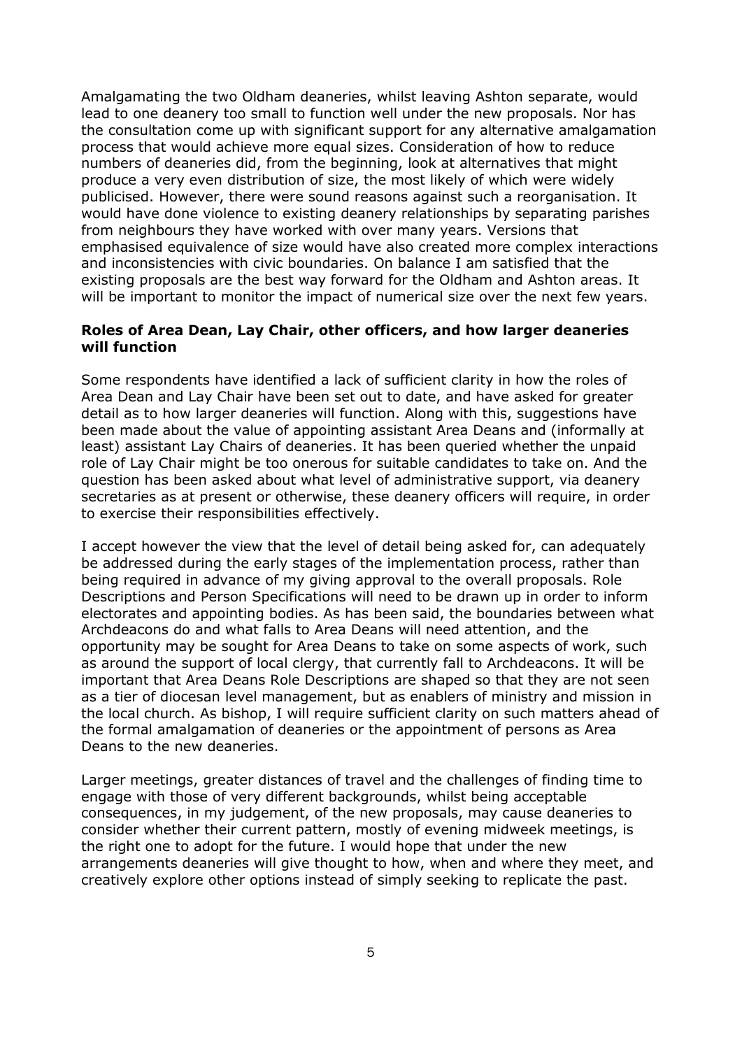Amalgamating the two Oldham deaneries, whilst leaving Ashton separate, would lead to one deanery too small to function well under the new proposals. Nor has the consultation come up with significant support for any alternative amalgamation process that would achieve more equal sizes. Consideration of how to reduce numbers of deaneries did, from the beginning, look at alternatives that might produce a very even distribution of size, the most likely of which were widely publicised. However, there were sound reasons against such a reorganisation. It would have done violence to existing deanery relationships by separating parishes from neighbours they have worked with over many years. Versions that emphasised equivalence of size would have also created more complex interactions and inconsistencies with civic boundaries. On balance I am satisfied that the existing proposals are the best way forward for the Oldham and Ashton areas. It will be important to monitor the impact of numerical size over the next few years.

**Roles of Area Dean, Lay Chair, other officers, and how larger deaneries will function**

Some respondents have identified a lack of sufficient clarity in how the roles of Area Dean and Lay Chair have been set out to date, and have asked for greater detail as to how larger deaneries will function. Along with this, suggestions have been made about the value of appointing assistant Area Deans and (informally at least) assistant Lay Chairs of deaneries. It has been queried whether the unpaid role of Lay Chair might be too onerous for suitable candidates to take on. And the question has been asked about what level of administrative support, via deanery secretaries as at present or otherwise, these deanery officers will require, in order to exercise their responsibilities effectively.

I accept however the view that the level of detail being asked for, can adequately be addressed during the early stages of the implementation process, rather than being required in advance of my giving approval to the overall proposals. Role Descriptions and Person Specifications will need to be drawn up in order to inform electorates and appointing bodies. As has been said, the boundaries between what Archdeacons do and what falls to Area Deans will need attention, and the opportunity may be sought for Area Deans to take on some aspects of work, such as around the support of local clergy, that currently fall to Archdeacons. It will be important that Area Deans Role Descriptions are shaped so that they are not seen as a tier of diocesan level management, but as enablers of ministry and mission in the local church. As bishop, I will require sufficient clarity on such matters ahead of the formal amalgamation of deaneries or the appointment of persons as Area Deans to the new deaneries.

Larger meetings, greater distances of travel and the challenges of finding time to engage with those of very different backgrounds, whilst being acceptable consequences, in my judgement, of the new proposals, may cause deaneries to consider whether their current pattern, mostly of evening midweek meetings, is the right one to adopt for the future. I would hope that under the new arrangements deaneries will give thought to how, when and where they meet, and creatively explore other options instead of simply seeking to replicate the past.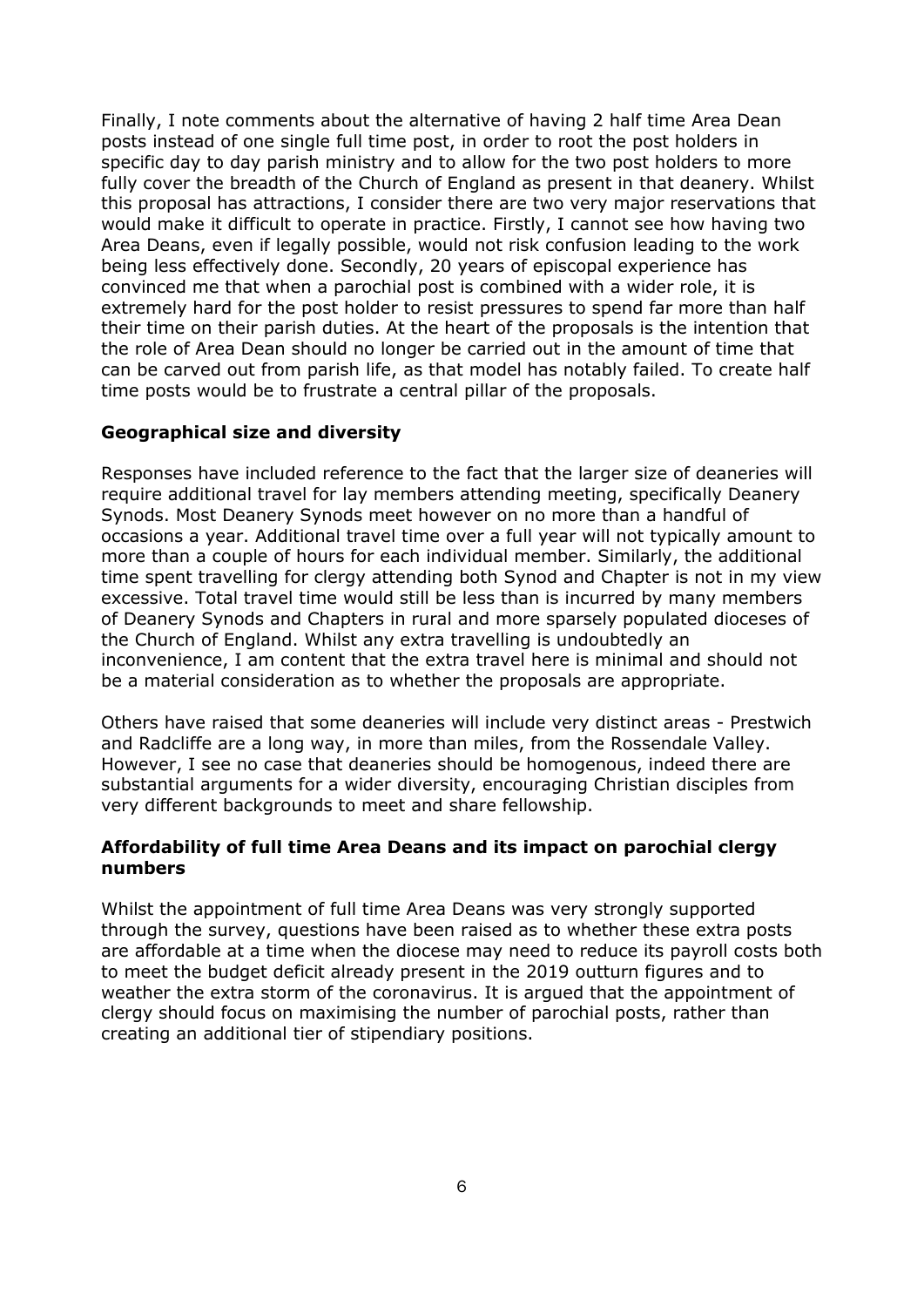Finally, I note comments about the alternative of having 2 half time Area Dean posts instead of one single full time post, in order to root the post holders in specific day to day parish ministry and to allow for the two post holders to more fully cover the breadth of the Church of England as present in that deanery. Whilst this proposal has attractions, I consider there are two very major reservations that would make it difficult to operate in practice. Firstly, I cannot see how having two Area Deans, even if legally possible, would not risk confusion leading to the work being less effectively done. Secondly, 20 years of episcopal experience has convinced me that when a parochial post is combined with a wider role, it is extremely hard for the post holder to resist pressures to spend far more than half their time on their parish duties. At the heart of the proposals is the intention that the role of Area Dean should no longer be carried out in the amount of time that can be carved out from parish life, as that model has notably failed. To create half time posts would be to frustrate a central pillar of the proposals.

**Geographical size and diversity**

Responses have included reference to the fact that the larger size of deaneries will require additional travel for lay members attending meeting, specifically Deanery Synods. Most Deanery Synods meet however on no more than a handful of occasions a year. Additional travel time over a full year will not typically amount to more than a couple of hours for each individual member. Similarly, the additional time spent travelling for clergy attending both Synod and Chapter is not in my view excessive. Total travel time would still be less than is incurred by many members of Deanery Synods and Chapters in rural and more sparsely populated dioceses of the Church of England. Whilst any extra travelling is undoubtedly an inconvenience, I am content that the extra travel here is minimal and should not be a material consideration as to whether the proposals are appropriate.

Others have raised that some deaneries will include very distinct areas - Prestwich and Radcliffe are a long way, in more than miles, from the Rossendale Valley. However, I see no case that deaneries should be homogenous, indeed there are substantial arguments for a wider diversity, encouraging Christian disciples from very different backgrounds to meet and share fellowship.

**Affordability of full time Area Deans and its impact on parochial clergy numbers**

Whilst the appointment of full time Area Deans was very strongly supported through the survey, questions have been raised as to whether these extra posts are affordable at a time when the diocese may need to reduce its payroll costs both to meet the budget deficit already present in the 2019 outturn figures and to weather the extra storm of the coronavirus. It is argued that the appointment of clergy should focus on maximising the number of parochial posts, rather than creating an additional tier of stipendiary positions.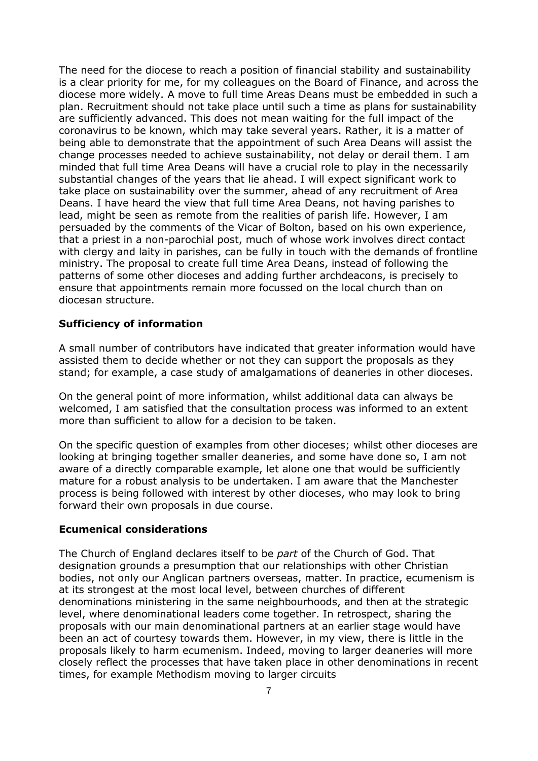The need for the diocese to reach a position of financial stability and sustainability is a clear priority for me, for my colleagues on the Board of Finance, and across the diocese more widely. A move to full time Areas Deans must be embedded in such a plan. Recruitment should not take place until such a time as plans for sustainability are sufficiently advanced. This does not mean waiting for the full impact of the coronavirus to be known, which may take several years. Rather, it is a matter of being able to demonstrate that the appointment of such Area Deans will assist the change processes needed to achieve sustainability, not delay or derail them. I am minded that full time Area Deans will have a crucial role to play in the necessarily substantial changes of the years that lie ahead. I will expect significant work to take place on sustainability over the summer, ahead of any recruitment of Area Deans. I have heard the view that full time Area Deans, not having parishes to lead, might be seen as remote from the realities of parish life. However, I am persuaded by the comments of the Vicar of Bolton, based on his own experience, that a priest in a non-parochial post, much of whose work involves direct contact with clergy and laity in parishes, can be fully in touch with the demands of frontline ministry. The proposal to create full time Area Deans, instead of following the patterns of some other dioceses and adding further archdeacons, is precisely to ensure that appointments remain more focussed on the local church than on diocesan structure.

### Sufficiency of information

A small number of contributors have indicated that greater information would have assisted them to decide whether or not they can support the proposals as they stand; for example, a case study of amalgamations of deaneries in other dioceses.

On the general point of more information, whilst additional data can always be welcomed, I am satisfied that the consultation process was informed to an extent more than sufficient to allow for a decision to be taken.

On the specific question of examples from other dioceses; whilst other dioceses are looking at bringing together smaller deaneries, and some have done so, I am not aware of a directly comparable example, let alone one that would be sufficiently mature for a robust analysis to be undertaken. I am aware that the Manchester process is being followed with interest by other dioceses, who may look to bring forward their own proposals in due course.

### Ecumenical considerations

The Church of England declares itself to be *part* of the Church of God. That designation grounds a presumption that our relationships with other Christian bodies, not only our Anglican partners overseas, matter. In practice, ecumenism is at its strongest at the most local level, between churches of different denominations ministering in the same neighbourhoods, and then at the strategic level, where denominational leaders come together. In retrospect, sharing the proposals with our main denominational partners at an earlier stage would have been an act of courtesy towards them. However, in my view, there is little in the proposals likely to harm ecumenism. Indeed, moving to larger deaneries will more closely reflect the processes that have taken place in other denominations in recent times, for example Methodism moving to larger circuits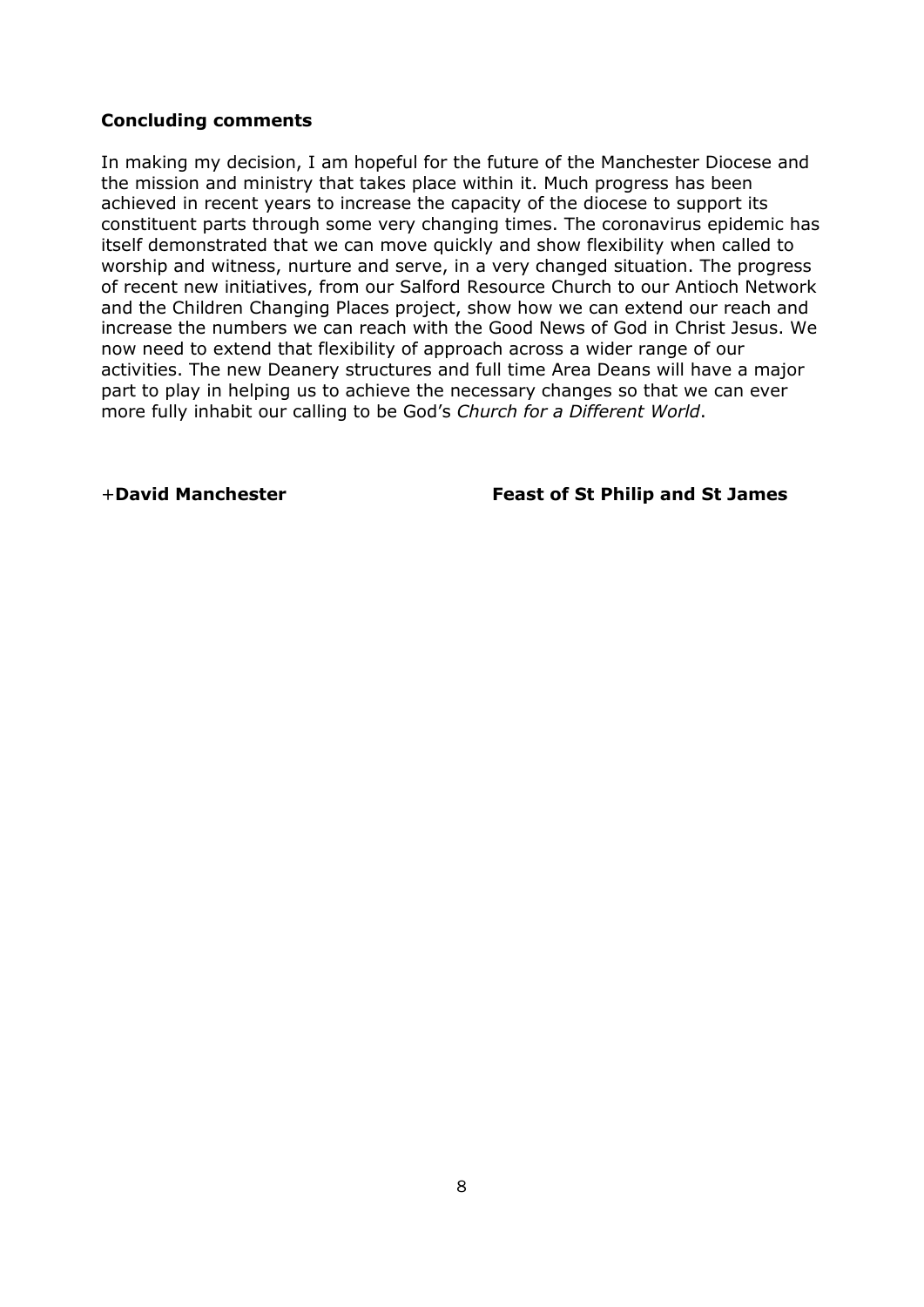**Concluding comments**

In making my decision, I am hopeful for the future of the Manchester Diocese and the mission and ministry that takes place within it. Much progress has been achieved in recent years to increase the capacity of the diocese to support its constituent parts through some very changing times. The coronavirus epidemic has itself demonstrated that we can move quickly and show flexibility when called to worship and witness, nurture and serve, in a very changed situation. The progress of recent new initiatives, from our Salford Resource Church to our Antioch Network and the Children Changing Places project, show how we can extend our reach and increase the numbers we can reach with the Good News of God in Christ Jesus. We now need to extend that flexibility of approach across a wider range of our activities. The new Deanery structures and full time Area Deans will have a major part to play in helping us to achieve the necessary changes so that we can ever more fully inhabit our calling to be God's *Church for a Different World*.

+**David Manchester** **Feast of St Philip and St James**